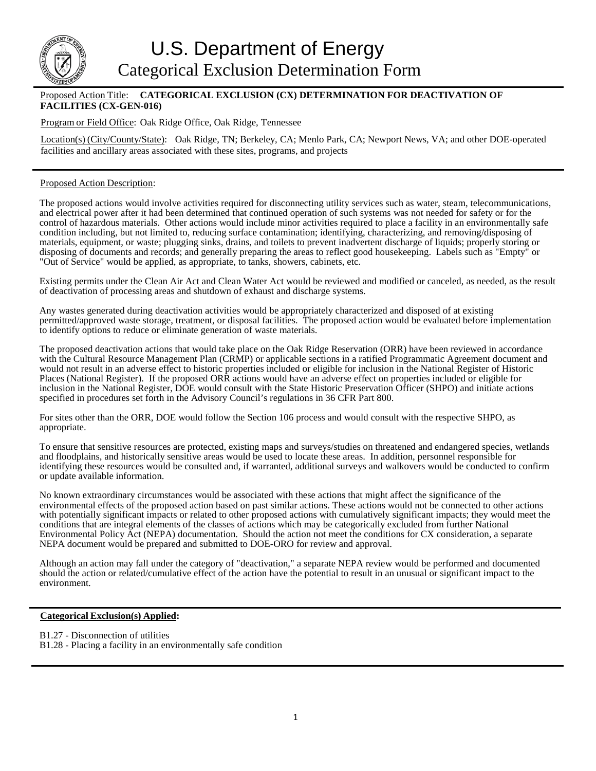# U.S. Department of Energy
## Categorical Exclusion Determination Form

Proposed Action Title: **CATEGORICAL EXCLUSION (CX) DETERMINATION FOR DEACTIVATION OF FACILITIES (CX-GEN-016)**

Program or Field Office: Oak Ridge Office, Oak Ridge, Tennessee

Location(s) (City/County/State): Oak Ridge, TN; Berkeley, CA; Menlo Park, CA; Newport News, VA; and other DOE-operated facilities and ancillary areas associated with these sites, programs, and projects

---

Proposed Action Description:

The proposed actions would involve activities required for disconnecting utility services such as water, steam, telecommunications, and electrical power after it had been determined that continued operation of such systems was not needed for safety or for the control of hazardous materials. Other actions would include minor activities required to place a facility in an environmentally safe condition including, but not limited to, reducing surface contamination; identifying, characterizing, and removing/disposing of materials, equipment, or waste; plugging sinks, drains, and toilets to prevent inadvertent discharge of liquids; properly storing or disposing of documents and records; and generally preparing the areas to reflect good housekeeping. Labels such as "Empty" or "Out of Service" would be applied, as appropriate, to tanks, showers, cabinets, etc.

Existing permits under the Clean Air Act and Clean Water Act would be reviewed and modified or canceled, as needed, as the result of deactivation of processing areas and shutdown of exhaust and discharge systems.

Any wastes generated during deactivation activities would be appropriately characterized and disposed of at existing permitted/approved waste storage, treatment, or disposal facilities. The proposed action would be evaluated before implementation to identify options to reduce or eliminate generation of waste materials.

The proposed deactivation actions that would take place on the Oak Ridge Reservation (ORR) have been reviewed in accordance with the Cultural Resource Management Plan (CRMP) or applicable sections in a ratified Programmatic Agreement document and would not result in an adverse effect to historic properties included or eligible for inclusion in the National Register of Historic Places (National Register). If the proposed ORR actions would have an adverse effect on properties included or eligible for inclusion in the National Register, DOE would consult with the State Historic Preservation Officer (SHPO) and initiate actions specified in procedures set forth in the Advisory Council's regulations in 36 CFR Part 800.

For sites other than the ORR, DOE would follow the Section 106 process and would consult with the respective SHPO, as appropriate.

To ensure that sensitive resources are protected, existing maps and surveys/studies on threatened and endangered species, wetlands and floodplains, and historically sensitive areas would be used to locate these areas. In addition, personnel responsible for identifying these resources would be consulted and, if warranted, additional surveys and walkovers would be conducted to confirm or update available information.

No known extraordinary circumstances would be associated with these actions that might affect the significance of the environmental effects of the proposed action based on past similar actions. These actions would not be connected to other actions with potentially significant impacts or related to other proposed actions with cumulatively significant impacts; they would meet the conditions that are integral elements of the classes of actions which may be categorically excluded from further National Environmental Policy Act (NEPA) documentation. Should the action not meet the conditions for CX consideration, a separate NEPA document would be prepared and submitted to DOE-ORO for review and approval.

Although an action may fall under the category of "deactivation," a separate NEPA review would be performed and documented should the action or related/cumulative effect of the action have the potential to result in an unusual or significant impact to the environment.

---

**Categorical Exclusion(s) Applied:**

B1.27 - Disconnection of utilities
B1.28 - Placing a facility in an environmentally safe condition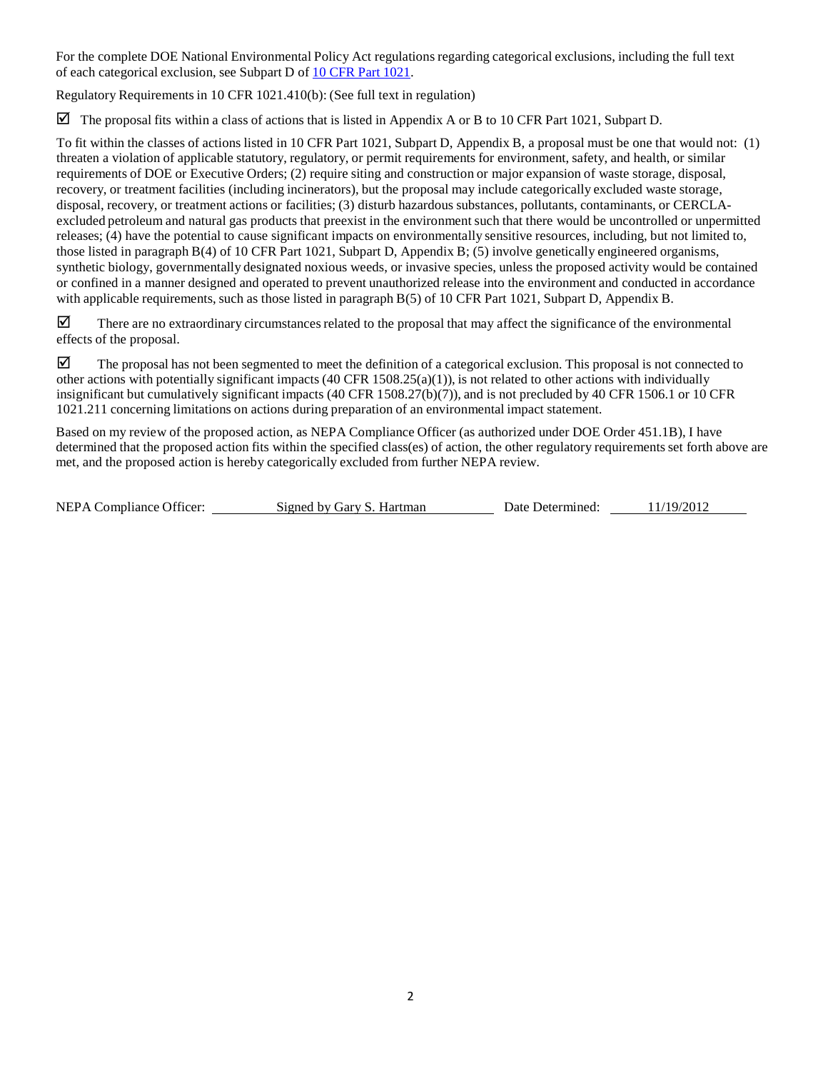For the complete DOE National Environmental Policy Act regulations regarding categorical exclusions, including the full text of each categorical exclusion, see Subpart D of [10 CFR Part 1021](10 CFR Part 1021).

Regulatory Requirements in 10 CFR 1021.410(b): (See full text in regulation)

☑ The proposal fits within a class of actions that is listed in Appendix A or B to 10 CFR Part 1021, Subpart D.

To fit within the classes of actions listed in 10 CFR Part 1021, Subpart D, Appendix B, a proposal must be one that would not: (1) threaten a violation of applicable statutory, regulatory, or permit requirements for environment, safety, and health, or similar requirements of DOE or Executive Orders; (2) require siting and construction or major expansion of waste storage, disposal, recovery, or treatment facilities (including incinerators), but the proposal may include categorically excluded waste storage, disposal, recovery, or treatment actions or facilities; (3) disturb hazardous substances, pollutants, contaminants, or CERCLA-excluded petroleum and natural gas products that preexist in the environment such that there would be uncontrolled or unpermitted releases; (4) have the potential to cause significant impacts on environmentally sensitive resources, including, but not limited to, those listed in paragraph B(4) of 10 CFR Part 1021, Subpart D, Appendix B; (5) involve genetically engineered organisms, synthetic biology, governmentally designated noxious weeds, or invasive species, unless the proposed activity would be contained or confined in a manner designed and operated to prevent unauthorized release into the environment and conducted in accordance with applicable requirements, such as those listed in paragraph B(5) of 10 CFR Part 1021, Subpart D, Appendix B.

☑ There are no extraordinary circumstances related to the proposal that may affect the significance of the environmental effects of the proposal.

☑ The proposal has not been segmented to meet the definition of a categorical exclusion. This proposal is not connected to other actions with potentially significant impacts (40 CFR 1508.25(a)(1)), is not related to other actions with individually insignificant but cumulatively significant impacts (40 CFR 1508.27(b)(7)), and is not precluded by 40 CFR 1506.1 or 10 CFR 1021.211 concerning limitations on actions during preparation of an environmental impact statement.

Based on my review of the proposed action, as NEPA Compliance Officer (as authorized under DOE Order 451.1B), I have determined that the proposed action fits within the specified class(es) of action, the other regulatory requirements set forth above are met, and the proposed action is hereby categorically excluded from further NEPA review.

NEPA Compliance Officer: Signed by Gary S. Hartman Date Determined: 11/19/2012